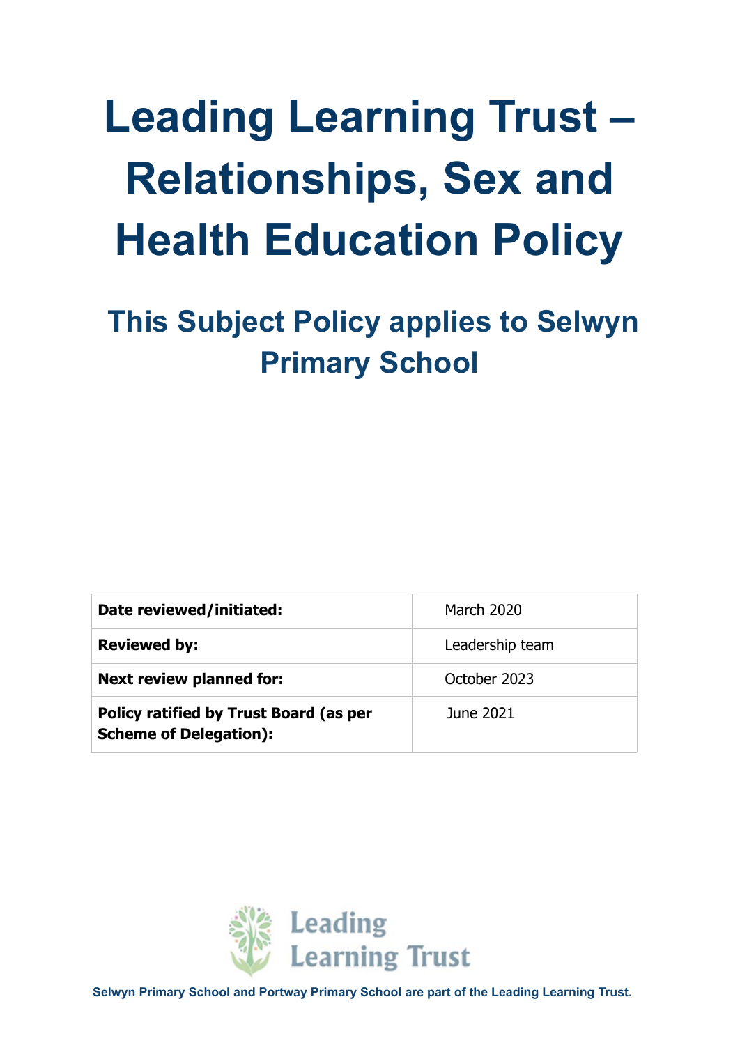# Leading Learning Trust – Relationships, Sex and Health Education Policy

## This Subject Policy applies to Selwyn Primary School

| | |
|---|---|
| **Date reviewed/initiated:** | March 2020 |
| **Reviewed by:** | Leadership team |
| **Next review planned for:** | October 2023 |
| **Policy ratified by Trust Board (as per Scheme of Delegation):** | June 2021 |

Leading Learning Trust

**Selwyn Primary School and Portway Primary School are part of the Leading Learning Trust.**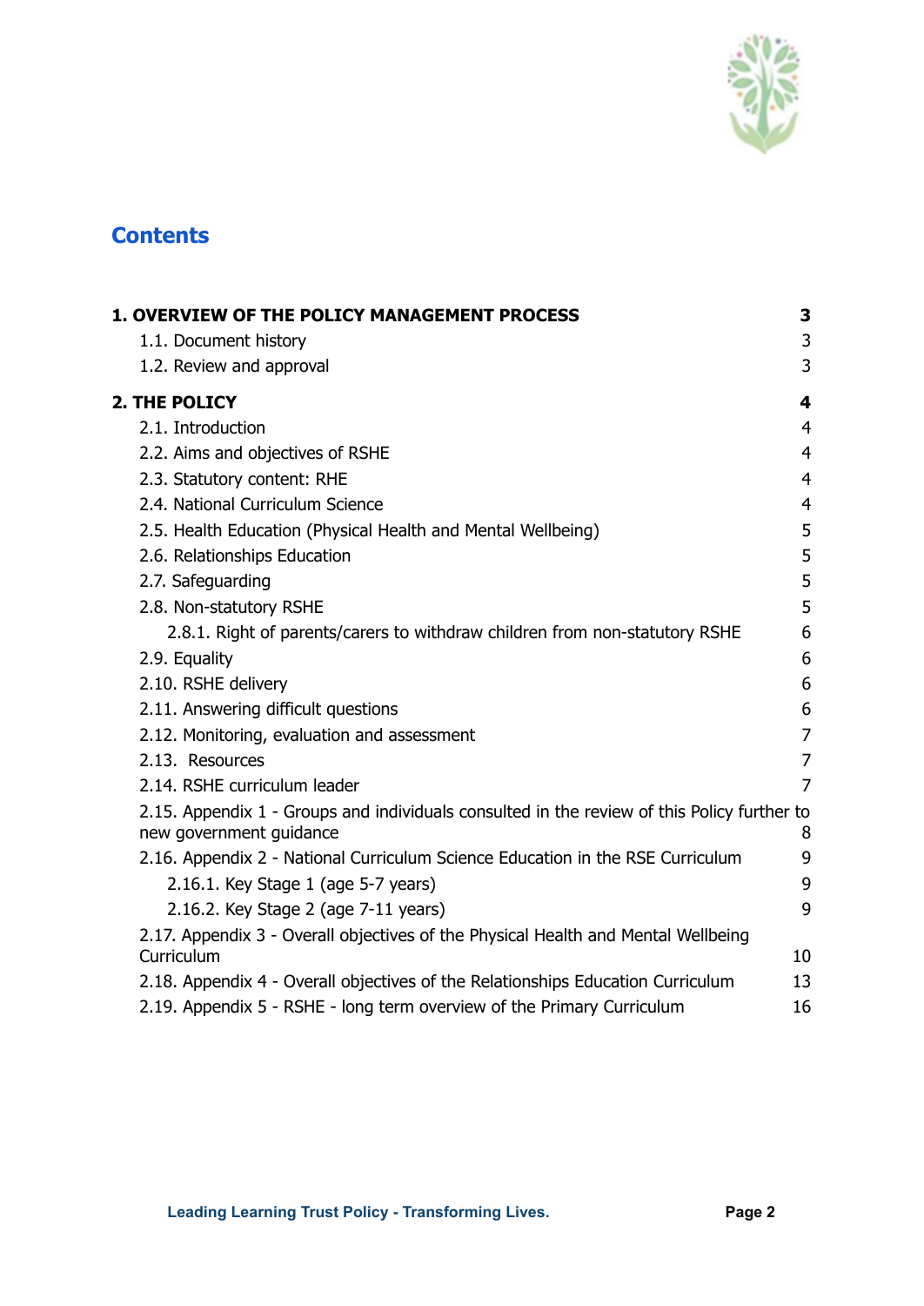# Contents

| | |
|---|---|
| **1. OVERVIEW OF THE POLICY MANAGEMENT PROCESS** | **3** |
| 1.1. Document history | 3 |
| 1.2. Review and approval | 3 |
| **2. THE POLICY** | **4** |
| 2.1. Introduction | 4 |
| 2.2. Aims and objectives of RSHE | 4 |
| 2.3. Statutory content: RHE | 4 |
| 2.4. National Curriculum Science | 4 |
| 2.5. Health Education (Physical Health and Mental Wellbeing) | 5 |
| 2.6. Relationships Education | 5 |
| 2.7. Safeguarding | 5 |
| 2.8. Non-statutory RSHE | 5 |
| 2.8.1. Right of parents/carers to withdraw children from non-statutory RSHE | 6 |
| 2.9. Equality | 6 |
| 2.10. RSHE delivery | 6 |
| 2.11. Answering difficult questions | 6 |
| 2.12. Monitoring, evaluation and assessment | 7 |
| 2.13. Resources | 7 |
| 2.14. RSHE curriculum leader | 7 |
| 2.15. Appendix 1 - Groups and individuals consulted in the review of this Policy further to new government guidance | 8 |
| 2.16. Appendix 2 - National Curriculum Science Education in the RSE Curriculum | 9 |
| 2.16.1. Key Stage 1 (age 5-7 years) | 9 |
| 2.16.2. Key Stage 2 (age 7-11 years) | 9 |
| 2.17. Appendix 3 - Overall objectives of the Physical Health and Mental Wellbeing Curriculum | 10 |
| 2.18. Appendix 4 - Overall objectives of the Relationships Education Curriculum | 13 |
| 2.19. Appendix 5 - RSHE - long term overview of the Primary Curriculum | 16 |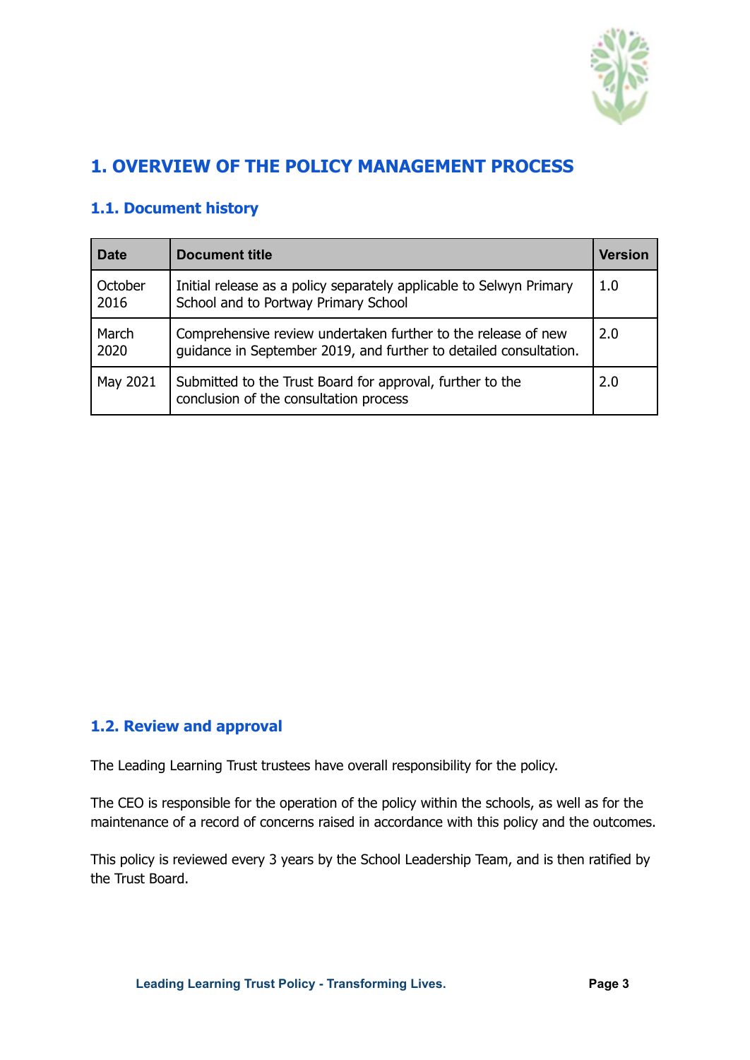# 1. OVERVIEW OF THE POLICY MANAGEMENT PROCESS

## 1.1. Document history

| Date | Document title | Version |
|---|---|---|
| October 2016 | Initial release as a policy separately applicable to Selwyn Primary School and to Portway Primary School | 1.0 |
| March 2020 | Comprehensive review undertaken further to the release of new guidance in September 2019, and further to detailed consultation. | 2.0 |
| May 2021 | Submitted to the Trust Board for approval, further to the conclusion of the consultation process | 2.0 |

## 1.2. Review and approval

The Leading Learning Trust trustees have overall responsibility for the policy.

The CEO is responsible for the operation of the policy within the schools, as well as for the maintenance of a record of concerns raised in accordance with this policy and the outcomes.

This policy is reviewed every 3 years by the School Leadership Team, and is then ratified by the Trust Board.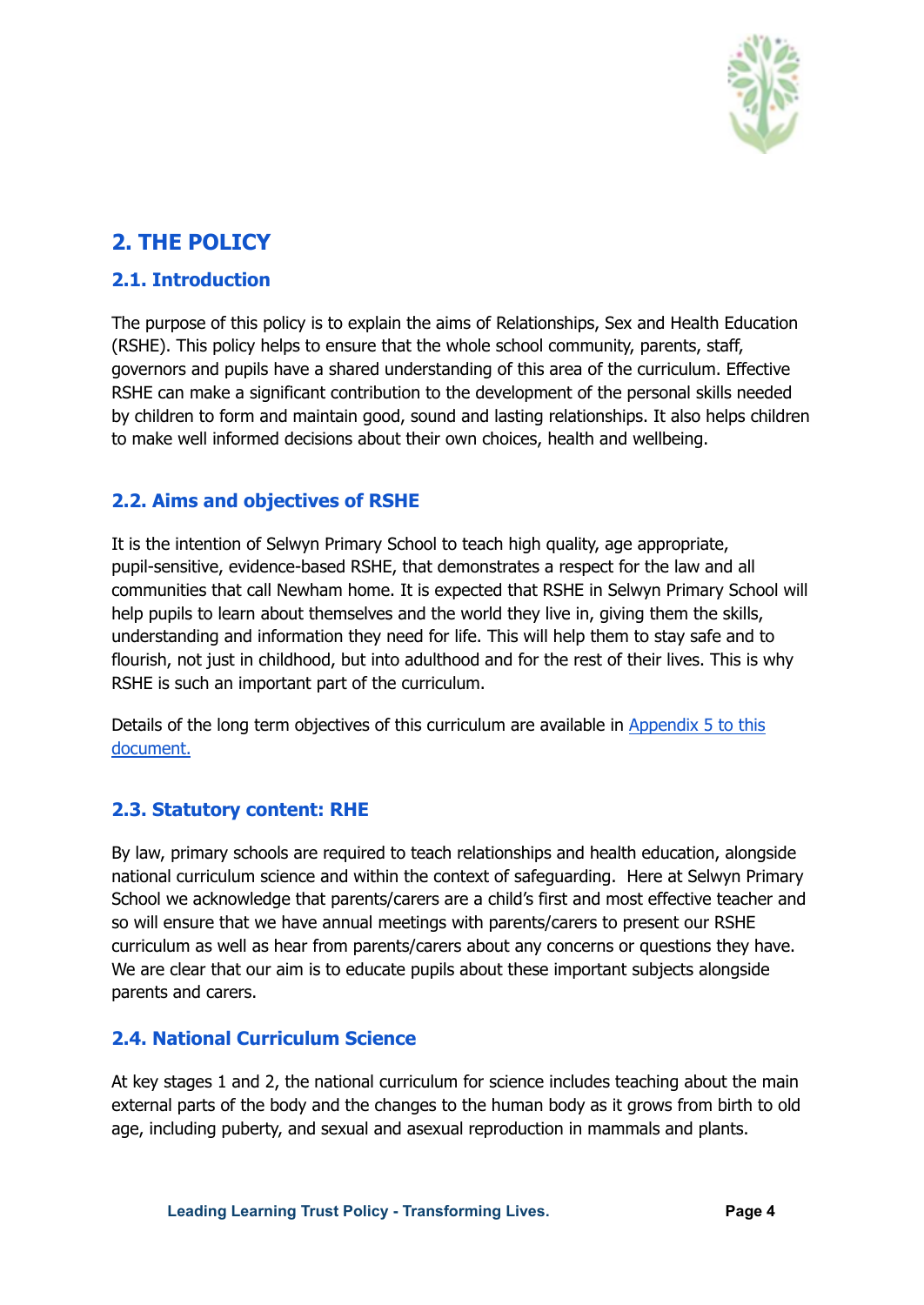## 2. THE POLICY

### 2.1. Introduction

The purpose of this policy is to explain the aims of Relationships, Sex and Health Education (RSHE). This policy helps to ensure that the whole school community, parents, staff, governors and pupils have a shared understanding of this area of the curriculum. Effective RSHE can make a significant contribution to the development of the personal skills needed by children to form and maintain good, sound and lasting relationships. It also helps children to make well informed decisions about their own choices, health and wellbeing.

### 2.2. Aims and objectives of RSHE

It is the intention of Selwyn Primary School to teach high quality, age appropriate, pupil-sensitive, evidence-based RSHE, that demonstrates a respect for the law and all communities that call Newham home. It is expected that RSHE in Selwyn Primary School will help pupils to learn about themselves and the world they live in, giving them the skills, understanding and information they need for life. This will help them to stay safe and to flourish, not just in childhood, but into adulthood and for the rest of their lives. This is why RSHE is such an important part of the curriculum.

Details of the long term objectives of this curriculum are available in [Appendix 5 to this document.]()

### 2.3. Statutory content: RHE

By law, primary schools are required to teach relationships and health education, alongside national curriculum science and within the context of safeguarding. Here at Selwyn Primary School we acknowledge that parents/carers are a child's first and most effective teacher and so will ensure that we have annual meetings with parents/carers to present our RSHE curriculum as well as hear from parents/carers about any concerns or questions they have. We are clear that our aim is to educate pupils about these important subjects alongside parents and carers.

### 2.4. National Curriculum Science

At key stages 1 and 2, the national curriculum for science includes teaching about the main external parts of the body and the changes to the human body as it grows from birth to old age, including puberty, and sexual and asexual reproduction in mammals and plants.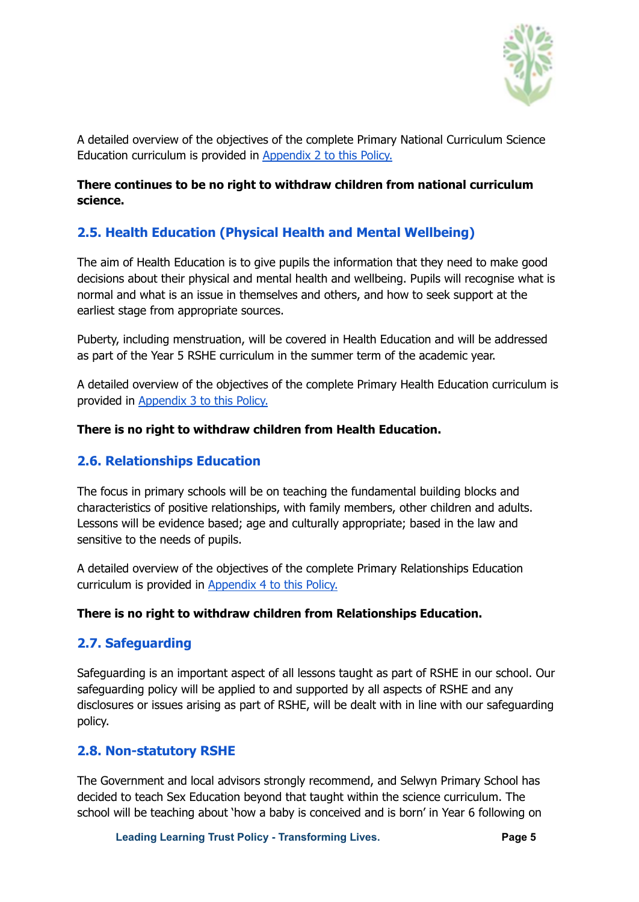A detailed overview of the objectives of the complete Primary National Curriculum Science Education curriculum is provided in [Appendix 2 to this Policy.](#)

**There continues to be no right to withdraw children from national curriculum science.**

## 2.5. Health Education (Physical Health and Mental Wellbeing)

The aim of Health Education is to give pupils the information that they need to make good decisions about their physical and mental health and wellbeing. Pupils will recognise what is normal and what is an issue in themselves and others, and how to seek support at the earliest stage from appropriate sources.

Puberty, including menstruation, will be covered in Health Education and will be addressed as part of the Year 5 RSHE curriculum in the summer term of the academic year.

A detailed overview of the objectives of the complete Primary Health Education curriculum is provided in [Appendix 3 to this Policy.](#)

**There is no right to withdraw children from Health Education.**

## 2.6. Relationships Education

The focus in primary schools will be on teaching the fundamental building blocks and characteristics of positive relationships, with family members, other children and adults. Lessons will be evidence based; age and culturally appropriate; based in the law and sensitive to the needs of pupils.

A detailed overview of the objectives of the complete Primary Relationships Education curriculum is provided in [Appendix 4 to this Policy.](#)

**There is no right to withdraw children from Relationships Education.**

## 2.7. Safeguarding

Safeguarding is an important aspect of all lessons taught as part of RSHE in our school. Our safeguarding policy will be applied to and supported by all aspects of RSHE and any disclosures or issues arising as part of RSHE, will be dealt with in line with our safeguarding policy.

## 2.8. Non-statutory RSHE

The Government and local advisors strongly recommend, and Selwyn Primary School has decided to teach Sex Education beyond that taught within the science curriculum. The school will be teaching about 'how a baby is conceived and is born' in Year 6 following on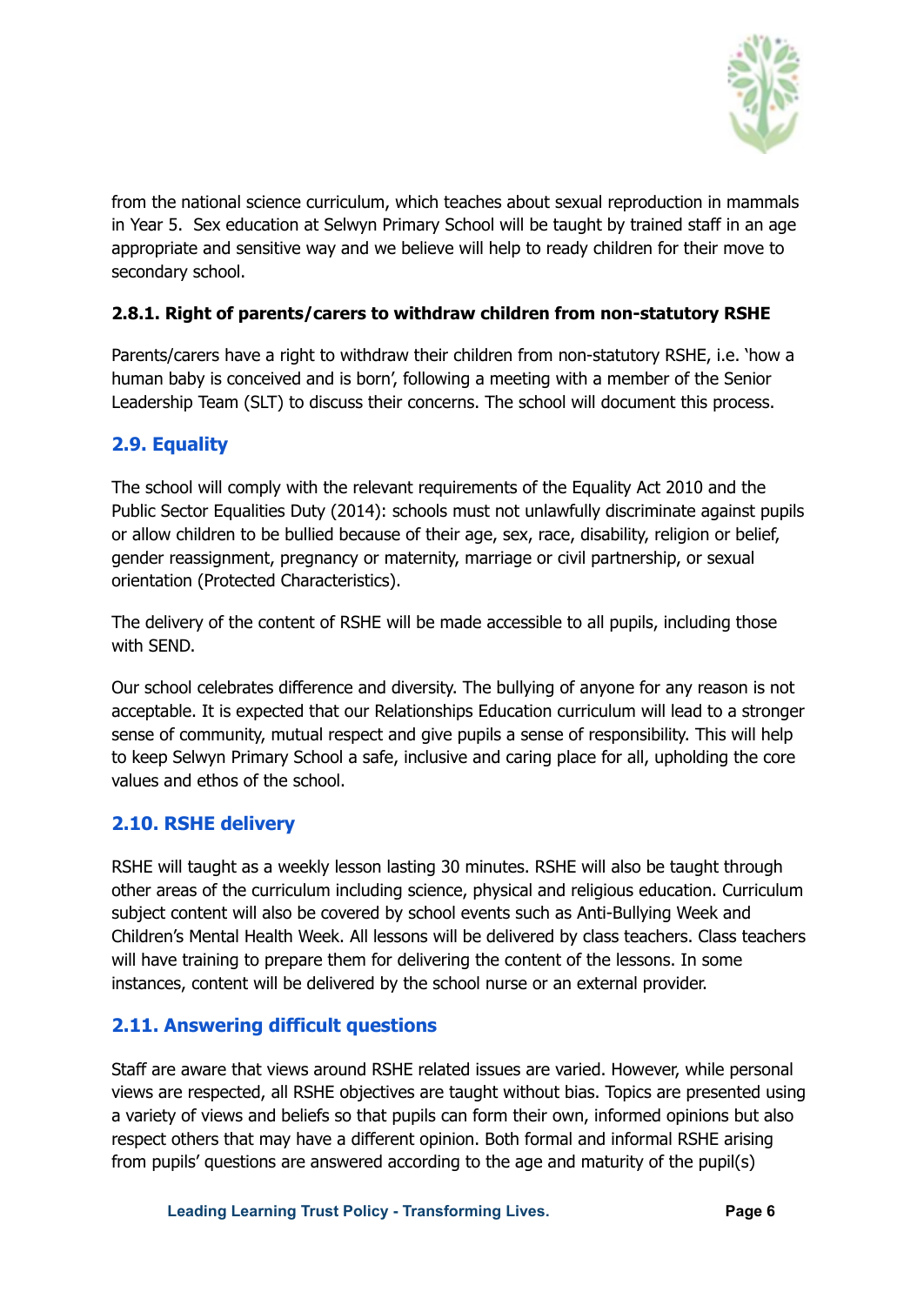from the national science curriculum, which teaches about sexual reproduction in mammals in Year 5. Sex education at Selwyn Primary School will be taught by trained staff in an age appropriate and sensitive way and we believe will help to ready children for their move to secondary school.

#### 2.8.1. Right of parents/carers to withdraw children from non-statutory RSHE

Parents/carers have a right to withdraw their children from non-statutory RSHE, i.e. 'how a human baby is conceived and is born', following a meeting with a member of the Senior Leadership Team (SLT) to discuss their concerns. The school will document this process.

### 2.9. Equality

The school will comply with the relevant requirements of the Equality Act 2010 and the Public Sector Equalities Duty (2014): schools must not unlawfully discriminate against pupils or allow children to be bullied because of their age, sex, race, disability, religion or belief, gender reassignment, pregnancy or maternity, marriage or civil partnership, or sexual orientation (Protected Characteristics).

The delivery of the content of RSHE will be made accessible to all pupils, including those with SEND.

Our school celebrates difference and diversity. The bullying of anyone for any reason is not acceptable. It is expected that our Relationships Education curriculum will lead to a stronger sense of community, mutual respect and give pupils a sense of responsibility. This will help to keep Selwyn Primary School a safe, inclusive and caring place for all, upholding the core values and ethos of the school.

### 2.10. RSHE delivery

RSHE will taught as a weekly lesson lasting 30 minutes. RSHE will also be taught through other areas of the curriculum including science, physical and religious education. Curriculum subject content will also be covered by school events such as Anti-Bullying Week and Children's Mental Health Week. All lessons will be delivered by class teachers. Class teachers will have training to prepare them for delivering the content of the lessons. In some instances, content will be delivered by the school nurse or an external provider.

### 2.11. Answering difficult questions

Staff are aware that views around RSHE related issues are varied. However, while personal views are respected, all RSHE objectives are taught without bias. Topics are presented using a variety of views and beliefs so that pupils can form their own, informed opinions but also respect others that may have a different opinion. Both formal and informal RSHE arising from pupils' questions are answered according to the age and maturity of the pupil(s)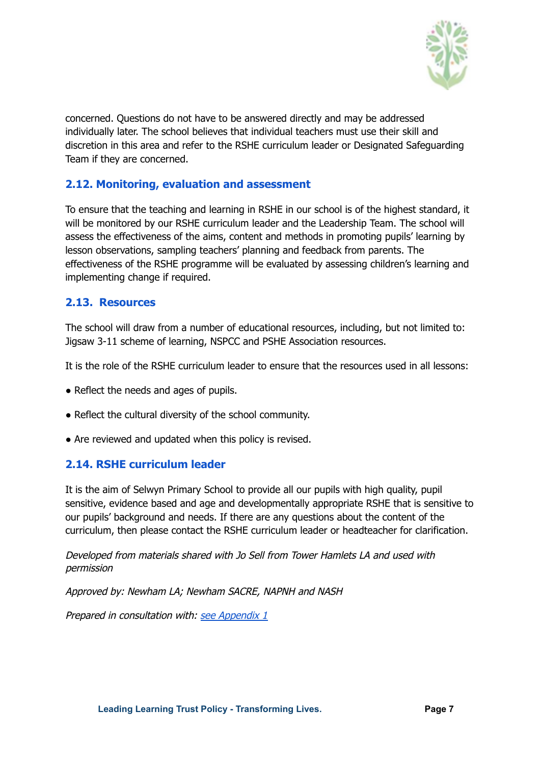concerned. Questions do not have to be answered directly and may be addressed individually later. The school believes that individual teachers must use their skill and discretion in this area and refer to the RSHE curriculum leader or Designated Safeguarding Team if they are concerned.

### 2.12. Monitoring, evaluation and assessment

To ensure that the teaching and learning in RSHE in our school is of the highest standard, it will be monitored by our RSHE curriculum leader and the Leadership Team. The school will assess the effectiveness of the aims, content and methods in promoting pupils' learning by lesson observations, sampling teachers' planning and feedback from parents. The effectiveness of the RSHE programme will be evaluated by assessing children's learning and implementing change if required.

### 2.13. Resources

The school will draw from a number of educational resources, including, but not limited to: Jigsaw 3-11 scheme of learning, NSPCC and PSHE Association resources.

It is the role of the RSHE curriculum leader to ensure that the resources used in all lessons:

- Reflect the needs and ages of pupils.
- Reflect the cultural diversity of the school community.
- Are reviewed and updated when this policy is revised.

### 2.14. RSHE curriculum leader

It is the aim of Selwyn Primary School to provide all our pupils with high quality, pupil sensitive, evidence based and age and developmentally appropriate RSHE that is sensitive to our pupils' background and needs. If there are any questions about the content of the curriculum, then please contact the RSHE curriculum leader or headteacher for clarification.

*Developed from materials shared with Jo Sell from Tower Hamlets LA and used with permission*

*Approved by: Newham LA; Newham SACRE, NAPNH and NASH*

*Prepared in consultation with: see Appendix 1*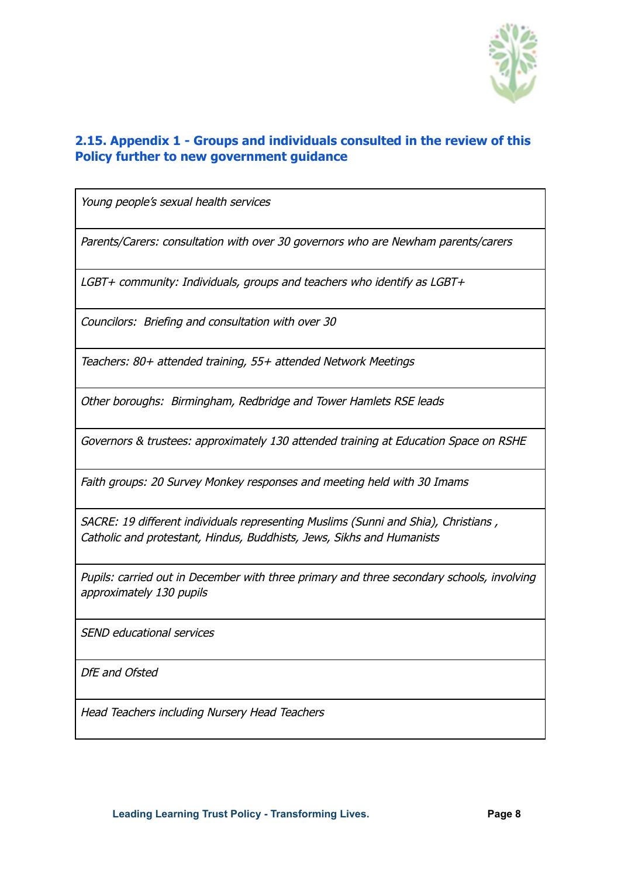## 2.15. Appendix 1 - Groups and individuals consulted in the review of this Policy further to new government guidance

| |
|---|
| *Young people's sexual health services* |
| *Parents/Carers: consultation with over 30 governors who are Newham parents/carers* |
| *LGBT+ community: Individuals, groups and teachers who identify as LGBT+* |
| *Councilors:  Briefing and consultation with over 30* |
| *Teachers: 80+ attended training, 55+ attended Network Meetings* |
| *Other boroughs:  Birmingham, Redbridge and Tower Hamlets RSE leads* |
| *Governors & trustees: approximately 130 attended training at Education Space on RSHE* |
| *Faith groups: 20 Survey Monkey responses and meeting held with 30 Imams* |
| *SACRE: 19 different individuals representing Muslims (Sunni and Shia), Christians , Catholic and protestant, Hindus, Buddhists, Jews, Sikhs and Humanists* |
| *Pupils: carried out in December with three primary and three secondary schools, involving approximately 130 pupils* |
| *SEND educational services* |
| *DfE and Ofsted* |
| *Head Teachers including Nursery Head Teachers* |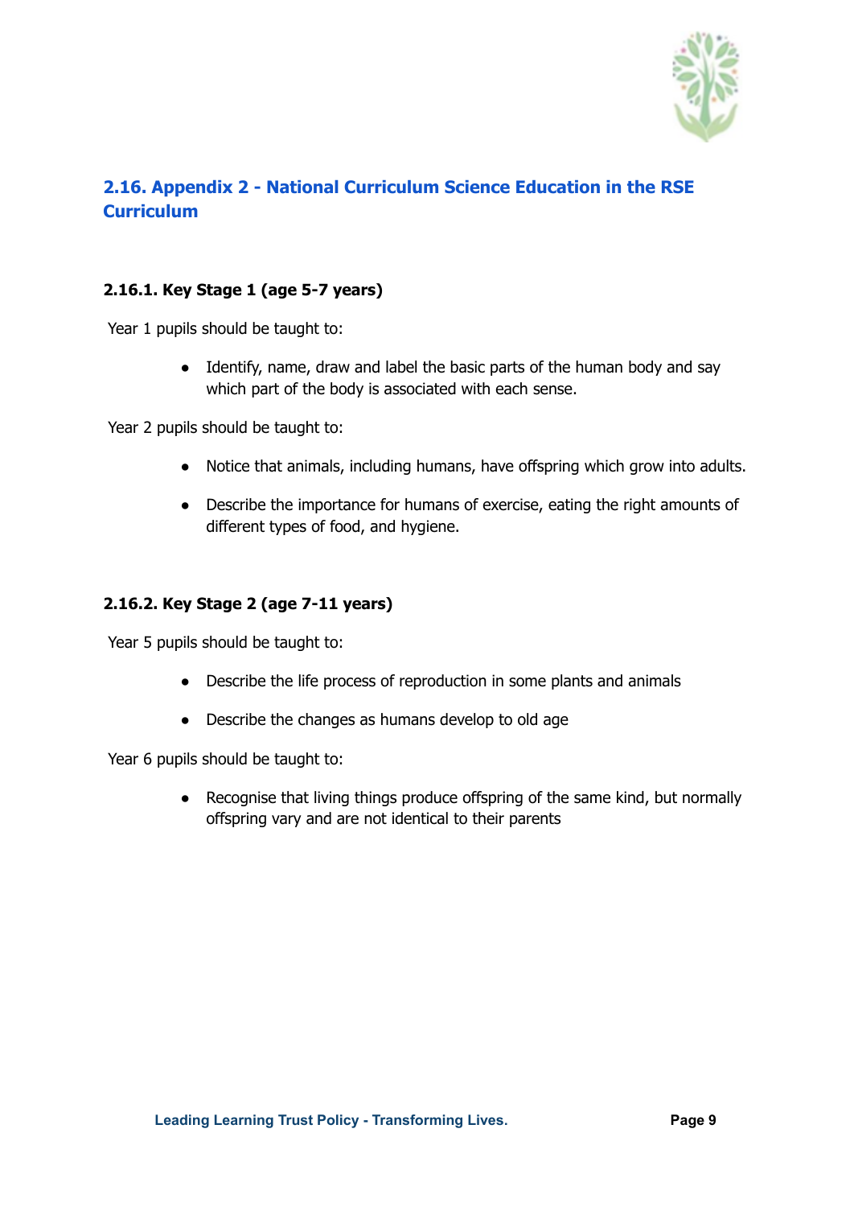## 2.16. Appendix 2 - National Curriculum Science Education in the RSE Curriculum

### 2.16.1. Key Stage 1 (age 5-7 years)

Year 1 pupils should be taught to:

- Identify, name, draw and label the basic parts of the human body and say which part of the body is associated with each sense.

Year 2 pupils should be taught to:

- Notice that animals, including humans, have offspring which grow into adults.
- Describe the importance for humans of exercise, eating the right amounts of different types of food, and hygiene.

### 2.16.2. Key Stage 2 (age 7-11 years)

Year 5 pupils should be taught to:

- Describe the life process of reproduction in some plants and animals
- Describe the changes as humans develop to old age

Year 6 pupils should be taught to:

- Recognise that living things produce offspring of the same kind, but normally offspring vary and are not identical to their parents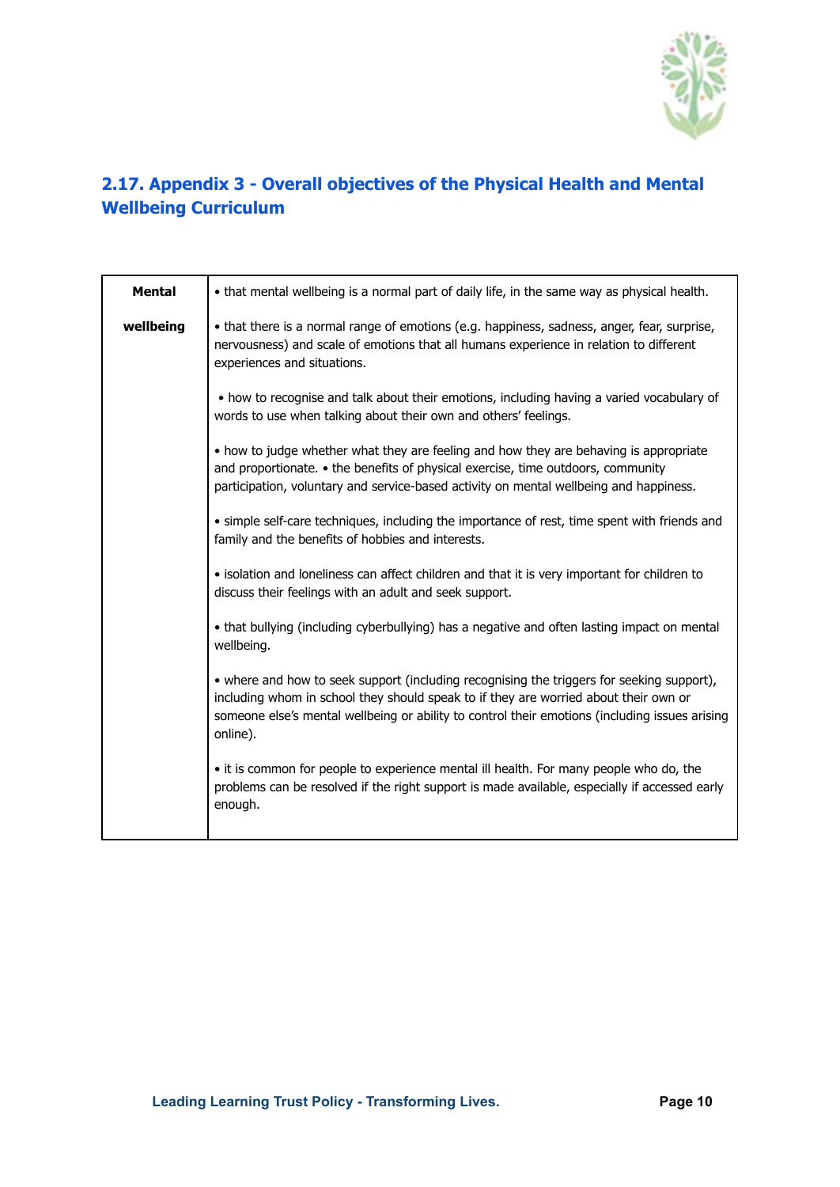## 2.17. Appendix 3 - Overall objectives of the Physical Health and Mental Wellbeing Curriculum

| | |
|---|---|
| **Mental wellbeing** | • that mental wellbeing is a normal part of daily life, in the same way as physical health.<br><br>• that there is a normal range of emotions (e.g. happiness, sadness, anger, fear, surprise, nervousness) and scale of emotions that all humans experience in relation to different experiences and situations.<br><br>• how to recognise and talk about their emotions, including having a varied vocabulary of words to use when talking about their own and others' feelings.<br><br>• how to judge whether what they are feeling and how they are behaving is appropriate and proportionate. • the benefits of physical exercise, time outdoors, community participation, voluntary and service-based activity on mental wellbeing and happiness.<br><br>• simple self-care techniques, including the importance of rest, time spent with friends and family and the benefits of hobbies and interests.<br><br>• isolation and loneliness can affect children and that it is very important for children to discuss their feelings with an adult and seek support.<br><br>• that bullying (including cyberbullying) has a negative and often lasting impact on mental wellbeing.<br><br>• where and how to seek support (including recognising the triggers for seeking support), including whom in school they should speak to if they are worried about their own or someone else's mental wellbeing or ability to control their emotions (including issues arising online).<br><br>• it is common for people to experience mental ill health. For many people who do, the problems can be resolved if the right support is made available, especially if accessed early enough. |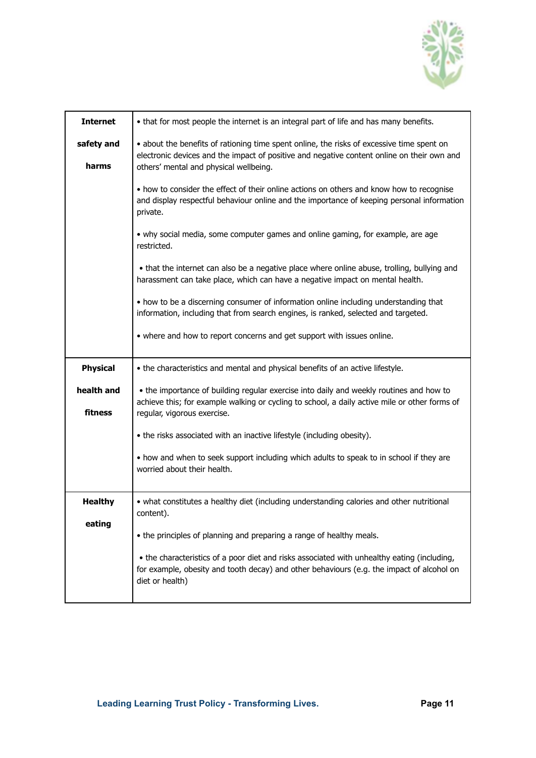| Internet safety and harms | • that for most people the internet is an integral part of life and has many benefits.<br><br>• about the benefits of rationing time spent online, the risks of excessive time spent on electronic devices and the impact of positive and negative content online on their own and others' mental and physical wellbeing.<br><br>• how to consider the effect of their online actions on others and know how to recognise and display respectful behaviour online and the importance of keeping personal information private.<br><br>• why social media, some computer games and online gaming, for example, are age restricted.<br><br>• that the internet can also be a negative place where online abuse, trolling, bullying and harassment can take place, which can have a negative impact on mental health.<br><br>• how to be a discerning consumer of information online including understanding that information, including that from search engines, is ranked, selected and targeted.<br><br>• where and how to report concerns and get support with issues online. |
|---|---|
| **Physical health and fitness** | • the characteristics and mental and physical benefits of an active lifestyle.<br><br>• the importance of building regular exercise into daily and weekly routines and how to achieve this; for example walking or cycling to school, a daily active mile or other forms of regular, vigorous exercise.<br><br>• the risks associated with an inactive lifestyle (including obesity).<br><br>• how and when to seek support including which adults to speak to in school if they are worried about their health. |
| **Healthy eating** | • what constitutes a healthy diet (including understanding calories and other nutritional content).<br><br>• the principles of planning and preparing a range of healthy meals.<br><br>• the characteristics of a poor diet and risks associated with unhealthy eating (including, for example, obesity and tooth decay) and other behaviours (e.g. the impact of alcohol on diet or health) |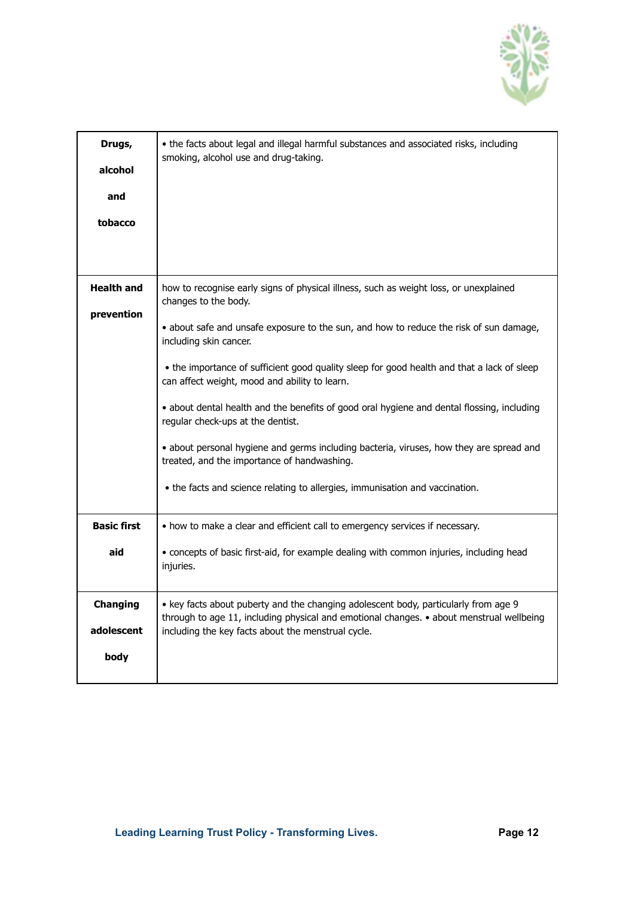| | |
|---|---|
| **Drugs, alcohol and tobacco** | • the facts about legal and illegal harmful substances and associated risks, including smoking, alcohol use and drug-taking. |
| **Health and prevention** | how to recognise early signs of physical illness, such as weight loss, or unexplained changes to the body.<br><br>• about safe and unsafe exposure to the sun, and how to reduce the risk of sun damage, including skin cancer.<br><br>• the importance of sufficient good quality sleep for good health and that a lack of sleep can affect weight, mood and ability to learn.<br><br>• about dental health and the benefits of good oral hygiene and dental flossing, including regular check-ups at the dentist.<br><br>• about personal hygiene and germs including bacteria, viruses, how they are spread and treated, and the importance of handwashing.<br><br>• the facts and science relating to allergies, immunisation and vaccination. |
| **Basic first aid** | • how to make a clear and efficient call to emergency services if necessary.<br><br>• concepts of basic first-aid, for example dealing with common injuries, including head injuries. |
| **Changing adolescent body** | • key facts about puberty and the changing adolescent body, particularly from age 9 through to age 11, including physical and emotional changes. • about menstrual wellbeing including the key facts about the menstrual cycle. |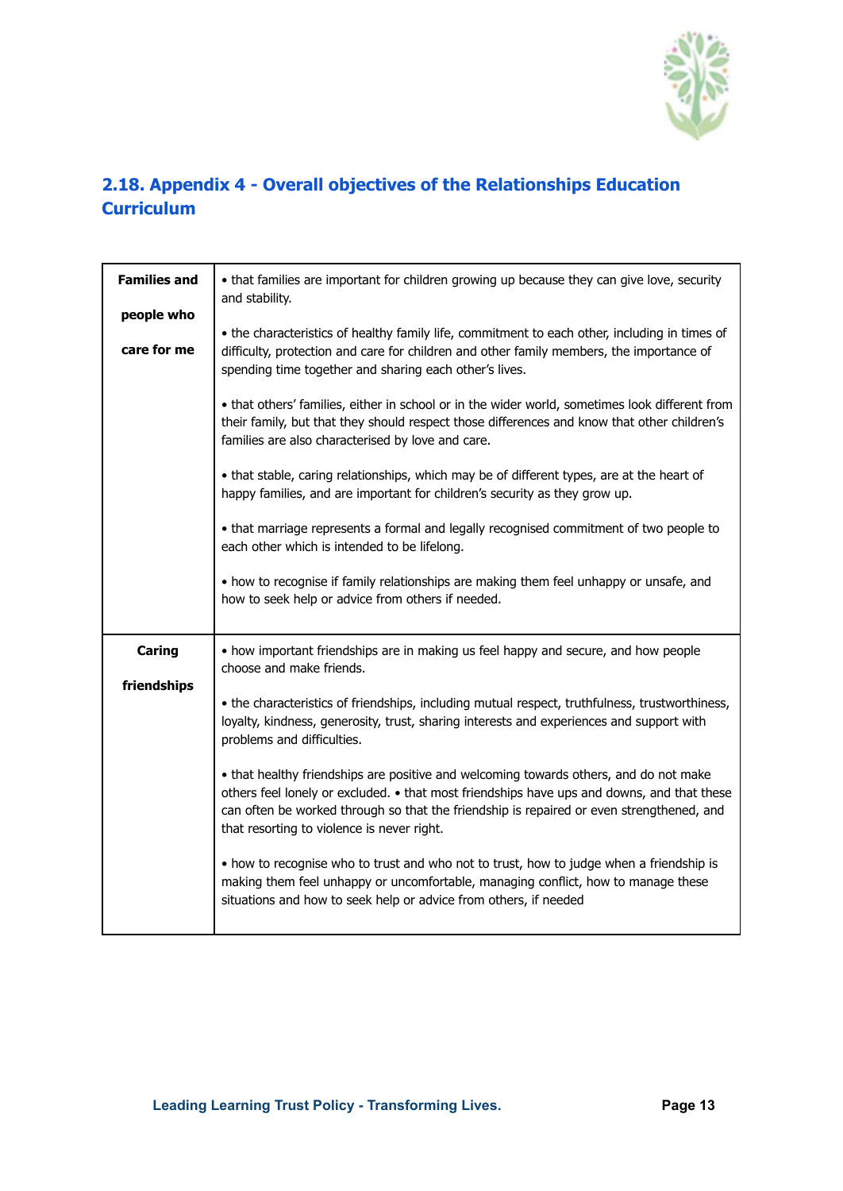## 2.18. Appendix 4 - Overall objectives of the Relationships Education Curriculum

| | |
|---|---|
| **Families and people who care for me** | • that families are important for children growing up because they can give love, security and stability.<br><br>• the characteristics of healthy family life, commitment to each other, including in times of difficulty, protection and care for children and other family members, the importance of spending time together and sharing each other's lives.<br><br>• that others' families, either in school or in the wider world, sometimes look different from their family, but that they should respect those differences and know that other children's families are also characterised by love and care.<br><br>• that stable, caring relationships, which may be of different types, are at the heart of happy families, and are important for children's security as they grow up.<br><br>• that marriage represents a formal and legally recognised commitment of two people to each other which is intended to be lifelong.<br><br>• how to recognise if family relationships are making them feel unhappy or unsafe, and how to seek help or advice from others if needed. |
| **Caring friendships** | • how important friendships are in making us feel happy and secure, and how people choose and make friends.<br><br>• the characteristics of friendships, including mutual respect, truthfulness, trustworthiness, loyalty, kindness, generosity, trust, sharing interests and experiences and support with problems and difficulties.<br><br>• that healthy friendships are positive and welcoming towards others, and do not make others feel lonely or excluded. • that most friendships have ups and downs, and that these can often be worked through so that the friendship is repaired or even strengthened, and that resorting to violence is never right.<br><br>• how to recognise who to trust and who not to trust, how to judge when a friendship is making them feel unhappy or uncomfortable, managing conflict, how to manage these situations and how to seek help or advice from others, if needed |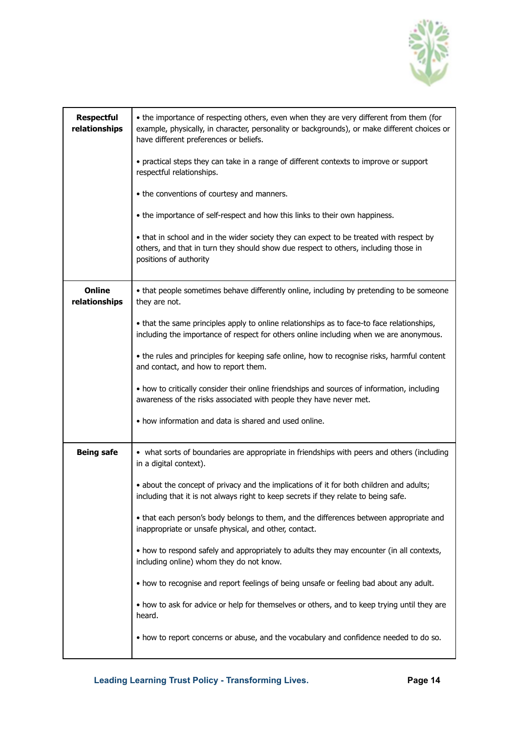| | |
|---|---|
| **Respectful relationships** | • the importance of respecting others, even when they are very different from them (for example, physically, in character, personality or backgrounds), or make different choices or have different preferences or beliefs.<br><br>• practical steps they can take in a range of different contexts to improve or support respectful relationships.<br><br>• the conventions of courtesy and manners.<br><br>• the importance of self-respect and how this links to their own happiness.<br><br>• that in school and in the wider society they can expect to be treated with respect by others, and that in turn they should show due respect to others, including those in positions of authority |
| **Online relationships** | • that people sometimes behave differently online, including by pretending to be someone they are not.<br><br>• that the same principles apply to online relationships as to face-to face relationships, including the importance of respect for others online including when we are anonymous.<br><br>• the rules and principles for keeping safe online, how to recognise risks, harmful content and contact, and how to report them.<br><br>• how to critically consider their online friendships and sources of information, including awareness of the risks associated with people they have never met.<br><br>• how information and data is shared and used online. |
| **Being safe** | • what sorts of boundaries are appropriate in friendships with peers and others (including in a digital context).<br><br>• about the concept of privacy and the implications of it for both children and adults; including that it is not always right to keep secrets if they relate to being safe.<br><br>• that each person's body belongs to them, and the differences between appropriate and inappropriate or unsafe physical, and other, contact.<br><br>• how to respond safely and appropriately to adults they may encounter (in all contexts, including online) whom they do not know.<br><br>• how to recognise and report feelings of being unsafe or feeling bad about any adult.<br><br>• how to ask for advice or help for themselves or others, and to keep trying until they are heard.<br><br>• how to report concerns or abuse, and the vocabulary and confidence needed to do so. |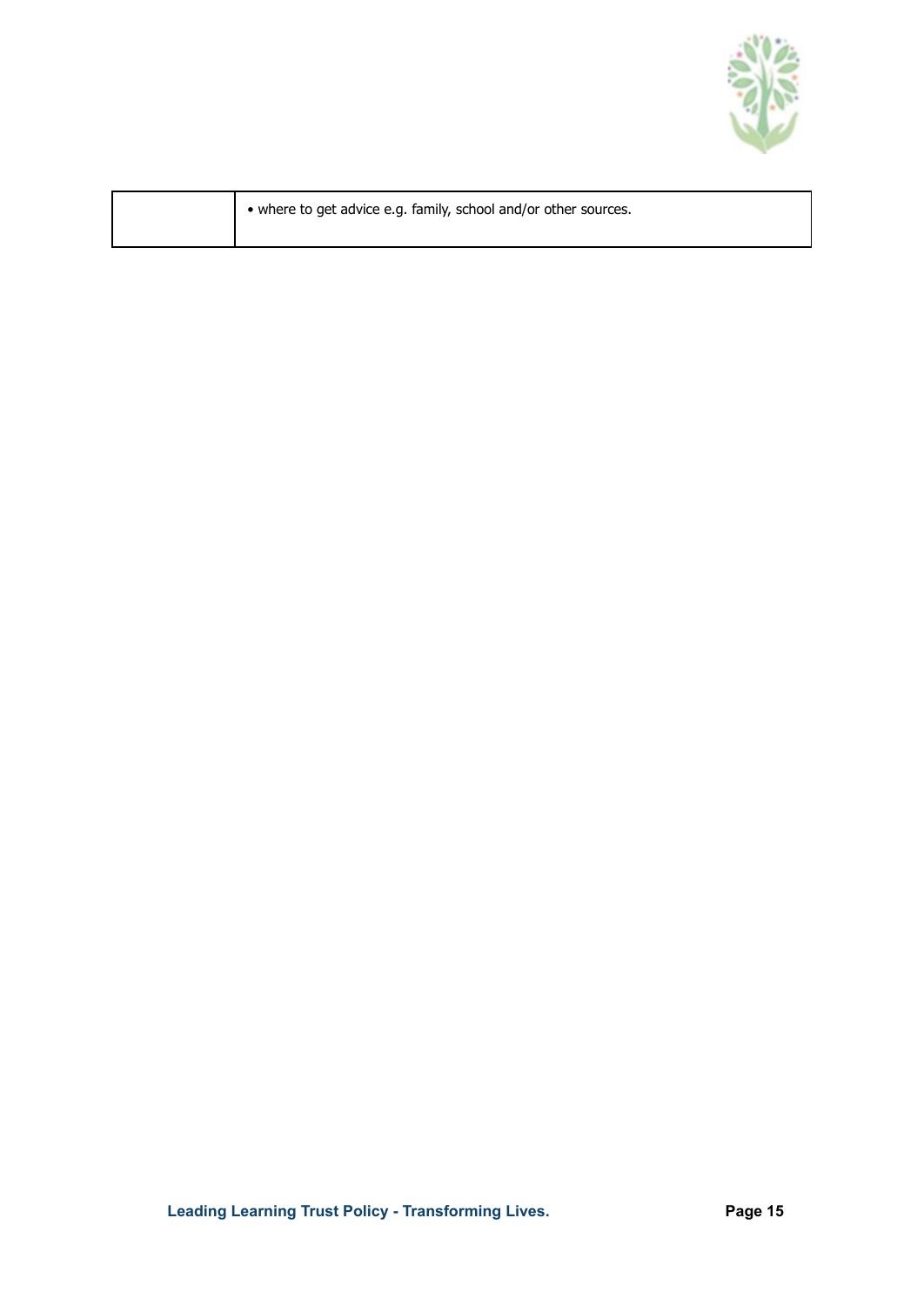| | |
|---|---|
| | • where to get advice e.g. family, school and/or other sources. |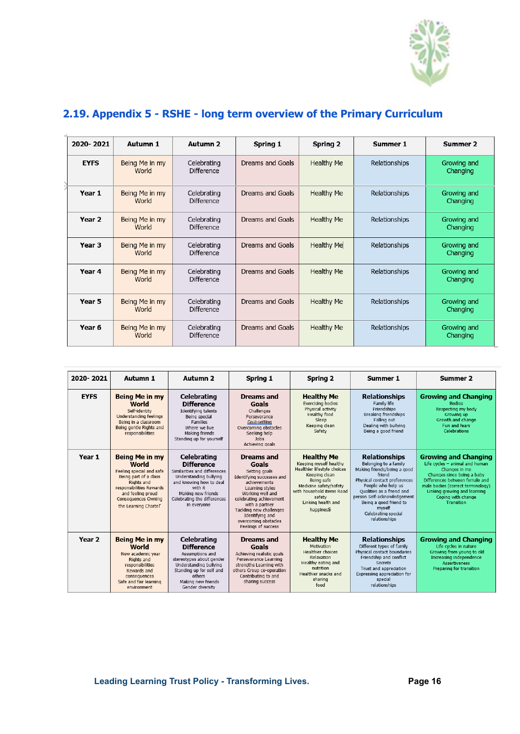## 2.19. Appendix 5 - RSHE - long term overview of the Primary Curriculum

| 2020- 2021 | Autumn 1 | Autumn 2 | Spring 1 | Spring 2 | Summer 1 | Summer 2 |
|---|---|---|---|---|---|---|
| EYFS | Being Me in my World | Celebrating Difference | Dreams and Goals | Healthy Me | Relationships | Growing and Changing |
| Year 1 | Being Me in my World | Celebrating Difference | Dreams and Goals | Healthy Me | Relationships | Growing and Changing |
| Year 2 | Being Me in my World | Celebrating Difference | Dreams and Goals | Healthy Me | Relationships | Growing and Changing |
| Year 3 | Being Me in my World | Celebrating Difference | Dreams and Goals | Healthy Me | Relationships | Growing and Changing |
| Year 4 | Being Me in my World | Celebrating Difference | Dreams and Goals | Healthy Me | Relationships | Growing and Changing |
| Year 5 | Being Me in my World | Celebrating Difference | Dreams and Goals | Healthy Me | Relationships | Growing and Changing |
| Year 6 | Being Me in my World | Celebrating Difference | Dreams and Goals | Healthy Me | Relationships | Growing and Changing |

| 2020- 2021 | Autumn 1 | Autumn 2 | Spring 1 | Spring 2 | Summer 1 | Summer 2 |
|---|---|---|---|---|---|---|
| EYFS | **Being Me in my World** Self-identity Understanding feelings Being in a classroom Being gentle Rights and responsibilities | **Celebrating Difference** Identifying talents Being special Families Where we live Making friends Standing up for yourself | **Dreams and Goals** Challenges Perseverance Goal-setting Overcoming obstacles Seeking help Jobs Achieving goals | **Healthy Me** Exercising bodies Physical activity Healthy food Sleep Keeping clean Safety | **Relationships** Family life Friendships Breaking friendships Falling out Dealing with bullying Being a good friend | **Growing and Changing** Bodies Respecting my body Growing up Growth and change Fun and fears Celebrations |
| Year 1 | **Being Me in my World** Feeling special and safe Being part of a class Rights and responsibilities Rewards and feeling proud Consequences Owning the Learning Charter | **Celebrating Difference** Similarities and differences Understanding bullying and knowing how to deal with it Making new friends Celebrating the differences in everyone | **Dreams and Goals** Setting goals Identifying successes and achievements Learning styles Working well and celebrating achievement with a partner Tackling new challenges Identifying and overcoming obstacles Feelings of success | **Healthy Me** Keeping myself healthy Healthier lifestyle choices Keeping clean Being safe Medicine safety/safety with household items Road safety Linking health and happiness | **Relationships** Belonging to a family Making friends/being a good friend Physical contact preferences People who help us Qualities as a friend and person Self-acknowledgement Being a good friend to myself Celebrating special relationships | **Growing and Changing** Life cycles – animal and human Changes in me Changes since being a baby Differences between female and male bodies (correct terminology) Linking growing and learning Coping with change Transition |
| Year 2 | **Being Me in my World** New academic year Rights and responsibilities Rewards and consequences Safe and fair learning environment | **Celebrating Difference** Assumptions and stereotypes about gender Understanding bullying Standing up for self and others Making new friends Gender diversity | **Dreams and Goals** Achieving realistic goals Perseverance Learning strengths Learning with others Group co-operation Contributing to and sharing success | **Healthy Me** Motivation Healthier choices Relaxation Healthy eating and nutrition Healthier snacks and sharing food | **Relationships** Different types of family Physical contact boundaries Friendship and conflict Secrets Trust and appreciation Expressing appreciation for special relationships | **Growing and Changing** Life cycles in nature Growing from young to old Increasing independence Assertiveness Preparing for transition |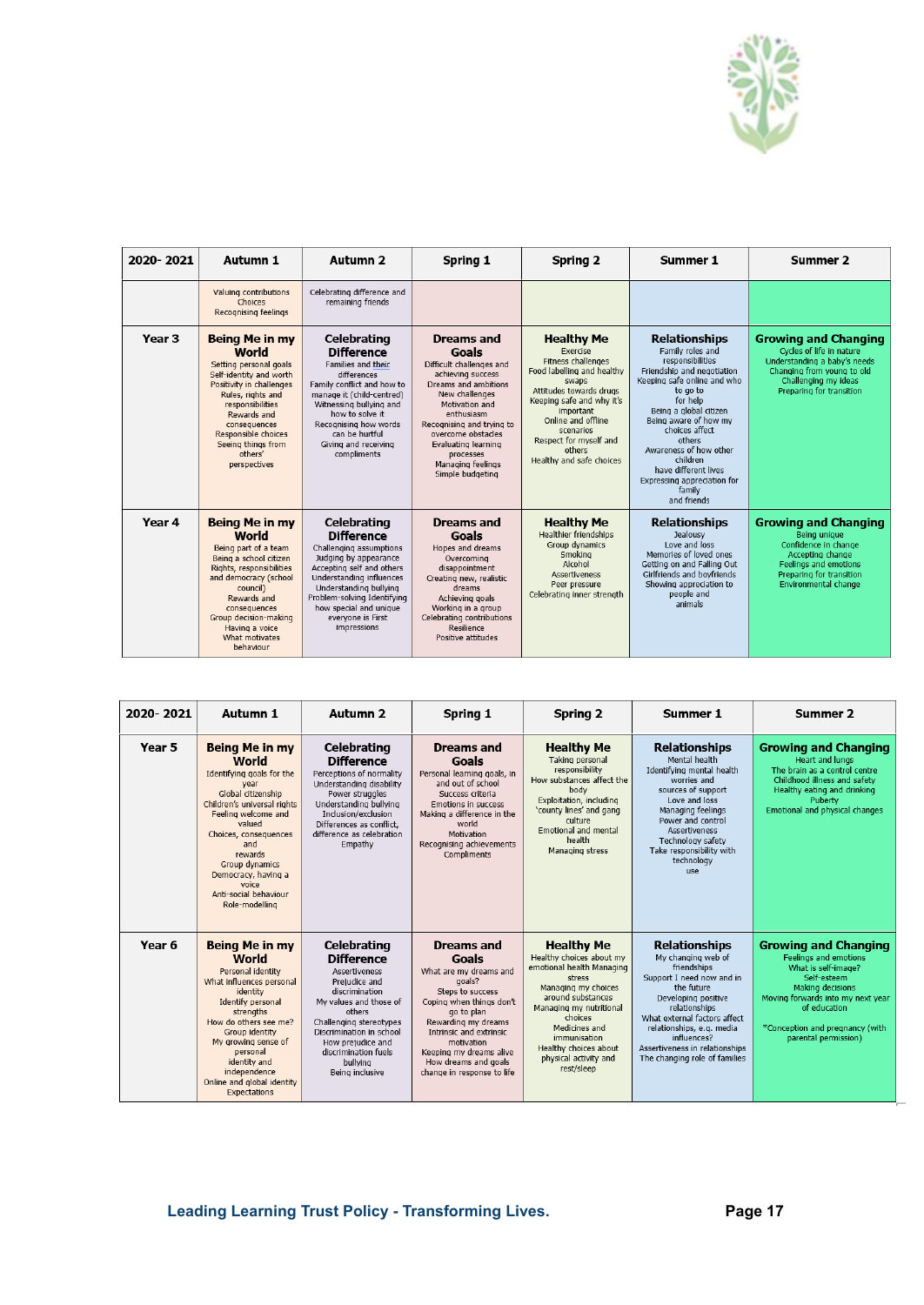| 2020- 2021 | Autumn 1 | Autumn 2 | Spring 1 | Spring 2 | Summer 1 | Summer 2 |
|---|---|---|---|---|---|---|
| | Valuing contributions<br>Choices<br>Recognising feelings | Celebrating difference and remaining friends | | | | |
| **Year 3** | **Being Me in my World**<br>Setting personal goals<br>Self-identity and worth<br>Positivity in challenges<br>Rules, rights and responsibilities<br>Rewards and consequences<br>Responsible choices<br>Seeing things from others' perspectives | **Celebrating Difference**<br>Families and their differences<br>Family conflict and how to manage it (child-centred)<br>Witnessing bullying and how to solve it<br>Recognising how words can be hurtful<br>Giving and receiving compliments | **Dreams and Goals**<br>Difficult challenges and achieving success<br>Dreams and ambitions<br>New challenges<br>Motivation and enthusiasm<br>Recognising and trying to overcome obstacles<br>Evaluating learning processes<br>Managing feelings<br>Simple budgeting | **Healthy Me**<br>Exercise<br>Fitness challenges<br>Food labelling and healthy swaps<br>Attitudes towards drugs<br>Keeping safe and why it's important<br>Online and offline scenarios<br>Respect for myself and others<br>Healthy and safe choices | **Relationships**<br>Family roles and responsibilities<br>Friendship and negotiation<br>Keeping safe online and who to go to for help<br>Being a global citizen<br>Being aware of how my choices affect others<br>Awareness of how other children have different lives<br>Expressing appreciation for family and friends | **Growing and Changing**<br>Cycles of life in nature<br>Understanding a baby's needs<br>Changing from young to old<br>Challenging my ideas<br>Preparing for transition |
| **Year 4** | **Being Me in my World**<br>Being part of a team<br>Being a school citizen<br>Rights, responsibilities and democracy (school council)<br>Rewards and consequences<br>Group decision-making<br>Having a voice<br>What motivates behaviour | **Celebrating Difference**<br>Challenging assumptions<br>Judging by appearance<br>Accepting self and others<br>Understanding influences<br>Understanding bullying<br>Problem-solving Identifying how special and unique everyone is First impressions | **Dreams and Goals**<br>Hopes and dreams<br>Overcoming disappointment<br>Creating new, realistic dreams<br>Achieving goals<br>Working in a group<br>Celebrating contributions<br>Resilience<br>Positive attitudes | **Healthy Me**<br>Healthier friendships<br>Group dynamics<br>Smoking<br>Alcohol<br>Assertiveness<br>Peer pressure<br>Celebrating inner strength | **Relationships**<br>Jealousy<br>Love and loss<br>Memories of loved ones<br>Getting on and Falling Out<br>Girlfriends and boyfriends<br>Showing appreciation to people and animals | **Growing and Changing**<br>Being unique<br>Confidence in change<br>Accepting change<br>Feelings and emotions<br>Preparing for transition<br>Environmental change |

| 2020- 2021 | Autumn 1 | Autumn 2 | Spring 1 | Spring 2 | Summer 1 | Summer 2 |
|---|---|---|---|---|---|---|
| **Year 5** | **Being Me in my World**<br>Identifying goals for the year<br>Global citizenship<br>Children's universal rights<br>Feeling welcome and valued<br>Choices, consequences and rewards<br>Group dynamics<br>Democracy, having a voice<br>Anti-social behaviour<br>Role-modelling | **Celebrating Difference**<br>Perceptions of normality<br>Understanding disability<br>Power struggles<br>Understanding bullying<br>Inclusion/exclusion<br>Differences as conflict, difference as celebration<br>Empathy | **Dreams and Goals**<br>Personal learning goals, in and out of school<br>Success criteria<br>Emotions in success<br>Making a difference in the world<br>Motivation<br>Recognising achievements<br>Compliments | **Healthy Me**<br>Taking personal responsibility<br>How substances affect the body<br>Exploitation, including 'county lines' and gang culture<br>Emotional and mental health<br>Managing stress | **Relationships**<br>Mental health<br>Identifying mental health worries and sources of support<br>Love and loss<br>Managing feelings<br>Power and control<br>Assertiveness<br>Technology safety<br>Take responsibility with technology use | **Growing and Changing**<br>Heart and lungs<br>The brain as a control centre<br>Childhood illness and safety<br>Healthy eating and drinking<br>Puberty<br>Emotional and physical changes |
| **Year 6** | **Being Me in my World**<br>Personal identity<br>What influences personal identity<br>Identify personal strengths<br>How do others see me?<br>Group identity<br>My growing sense of personal identity and independence<br>Online and global identity<br>Expectations | **Celebrating Difference**<br>Assertiveness<br>Prejudice and discrimination<br>My values and those of others<br>Challenging stereotypes<br>Discrimination in school<br>How prejudice and discrimination fuels bullying<br>Being inclusive | **Dreams and Goals**<br>What are my dreams and goals?<br>Steps to success<br>Coping when things don't go to plan<br>Rewarding my dreams<br>Intrinsic and extrinsic motivation<br>Keeping my dreams alive<br>How dreams and goals change in response to life | **Healthy Me**<br>Healthy choices about my emotional health Managing stress<br>Managing my choices around substances<br>Managing my nutritional choices<br>Medicines and immunisation<br>Healthy choices about physical activity and rest/sleep | **Relationships**<br>My changing web of friendships<br>Support I need now and in the future<br>Developing positive relationships<br>What external factors affect relationships, e.g. media influences?<br>Assertiveness in relationships<br>The changing role of families | **Growing and Changing**<br>Feelings and emotions<br>What is self-image?<br>Self-esteem<br>Making decisions<br>Moving forwards into my next year of education<br><br>*Conception and pregnancy (with parental permission) |

**Leading Learning Trust Policy - Transforming Lives.**